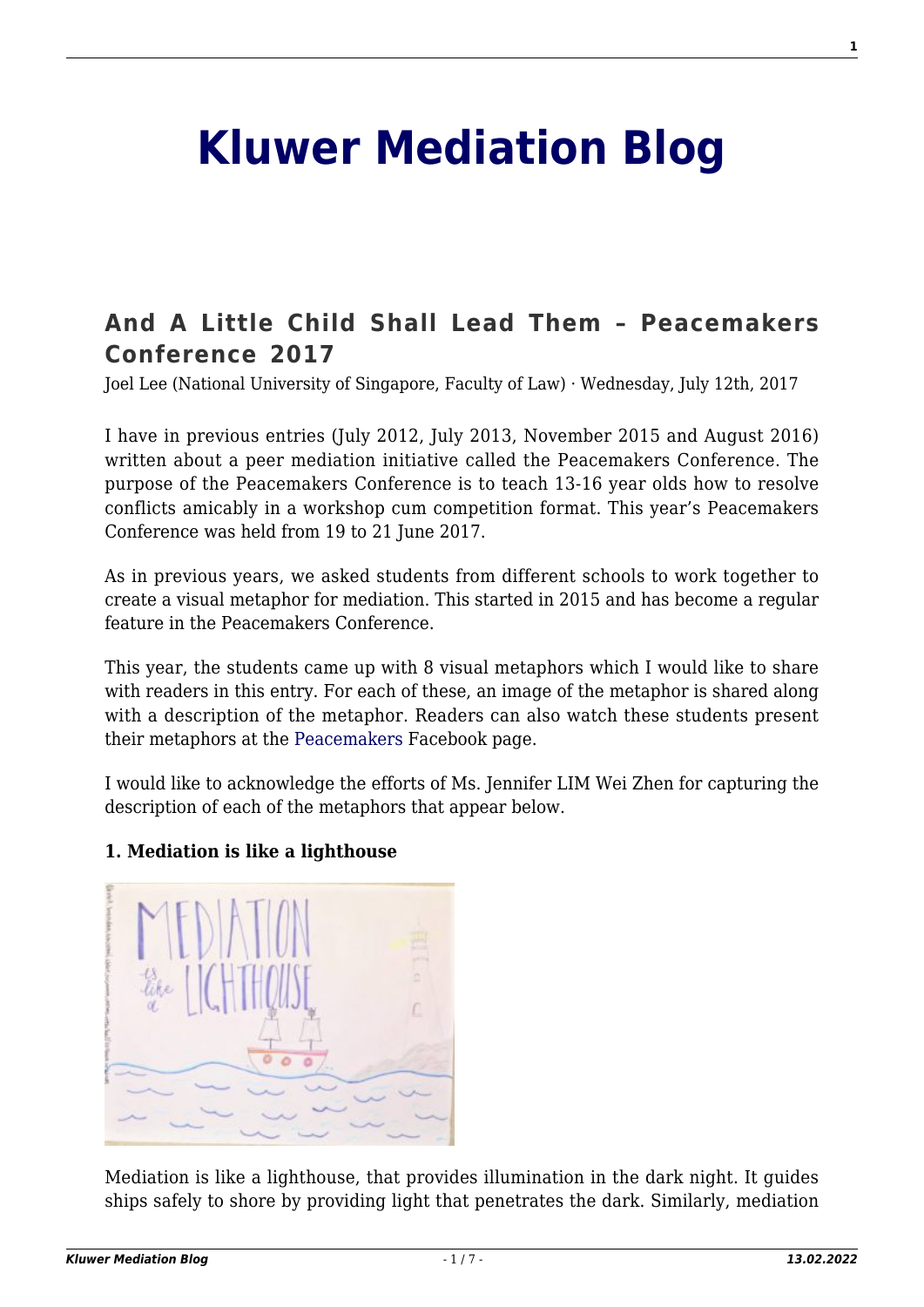# Kluwer Mediation Blog

## And A Little Child Shall Lead Them – Peacemakers Conference 2017

Joel Lee (National University of Singapore, Faculty of Law) · Wednesday, July 12th, 2017

I have in previous entries (July 2012, July 2013, November 2015 and August 2016) written about a peer mediation initiative called the Peacemakers Conference. The purpose of the Peacemakers Conference is to teach 13-16 year olds how to resolve conflicts amicably in a workshop cum competition format. This year's Peacemakers Conference was held from 19 to 21 June 2017.

As in previous years, we asked students from different schools to work together to create a visual metaphor for mediation. This started in 2015 and has become a regular feature in the Peacemakers Conference.

This year, the students came up with 8 visual metaphors which I would like to share with readers in this entry. For each of these, an image of the metaphor is shared along with a description of the metaphor. Readers can also watch these students present their metaphors at the Peacemakers Facebook page.

I would like to acknowledge the efforts of Ms. Jennifer LIM Wei Zhen for capturing the description of each of the metaphors that appear below.

**1. Mediation is like a lighthouse**

Mediation is like a lighthouse, that provides illumination in the dark night. It guides ships safely to shore by providing light that penetrates the dark. Similarly, mediation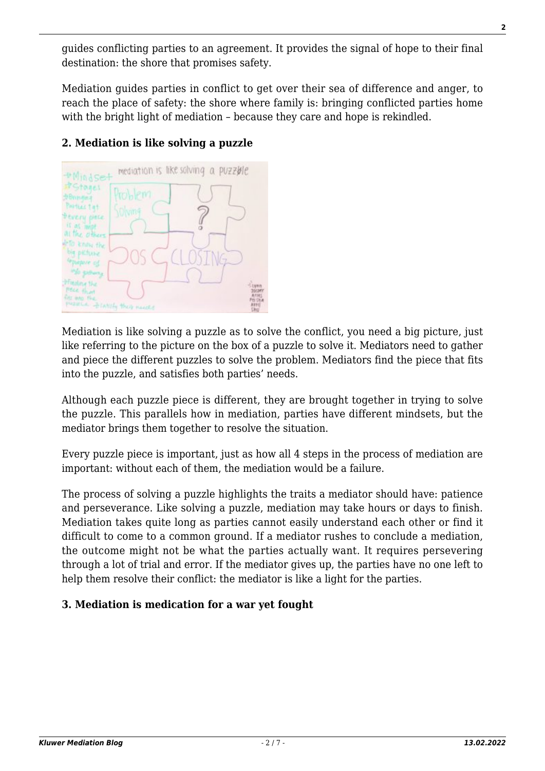guides conflicting parties to an agreement. It provides the signal of hope to their final destination: the shore that promises safety.

Mediation guides parties in conflict to get over their sea of difference and anger, to reach the place of safety: the shore where family is: bringing conflicted parties home with the bright light of mediation – because they care and hope is rekindled.

### 2. Mediation is like solving a puzzle

Mediation is like solving a puzzle as to solve the conflict, you need a big picture, just like referring to the picture on the box of a puzzle to solve it. Mediators need to gather and piece the different puzzles to solve the problem. Mediators find the piece that fits into the puzzle, and satisfies both parties' needs.

Although each puzzle piece is different, they are brought together in trying to solve the puzzle. This parallels how in mediation, parties have different mindsets, but the mediator brings them together to resolve the situation.

Every puzzle piece is important, just as how all 4 steps in the process of mediation are important: without each of them, the mediation would be a failure.

The process of solving a puzzle highlights the traits a mediator should have: patience and perseverance. Like solving a puzzle, mediation may take hours or days to finish. Mediation takes quite long as parties cannot easily understand each other or find it difficult to come to a common ground. If a mediator rushes to conclude a mediation, the outcome might not be what the parties actually want. It requires persevering through a lot of trial and error. If the mediator gives up, the parties have no one left to help them resolve their conflict: the mediator is like a light for the parties.

### 3. Mediation is medication for a war yet fought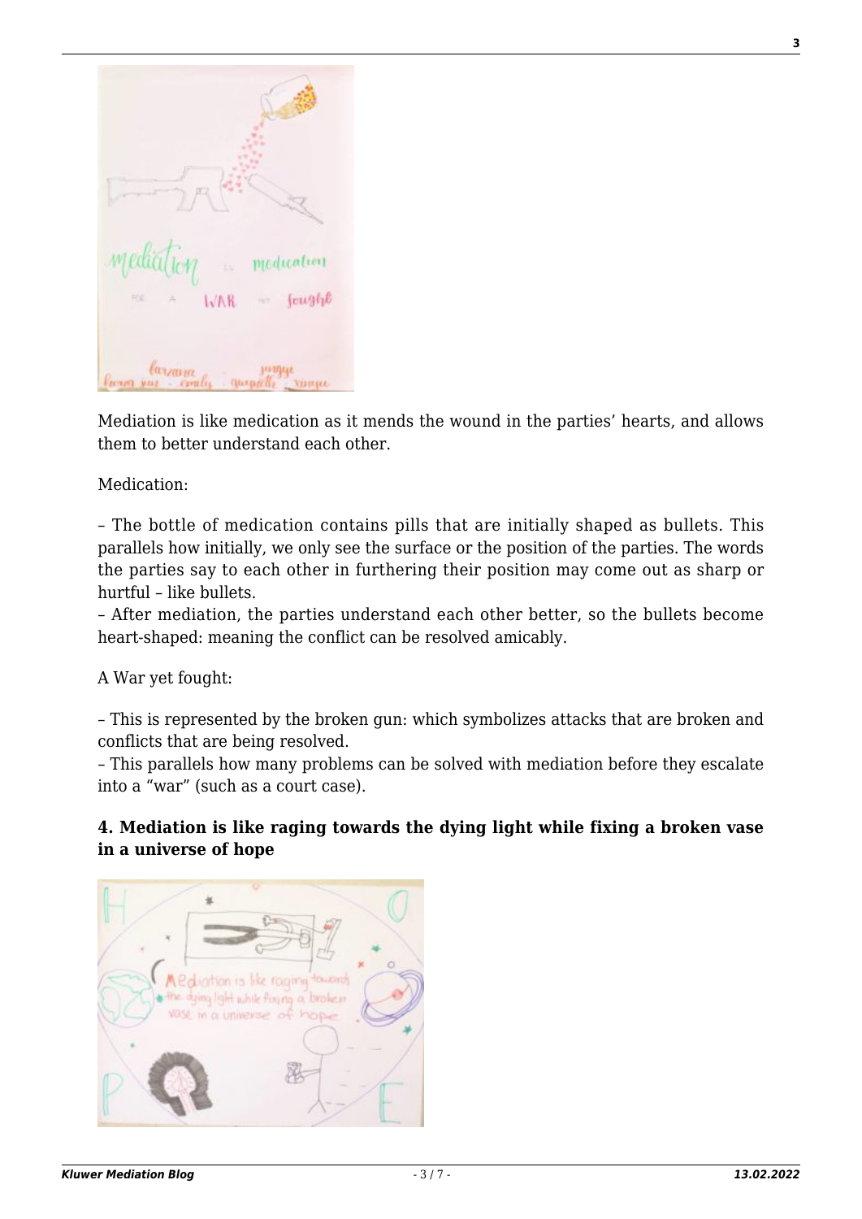Mediation is like medication as it mends the wound in the parties' hearts, and allows them to better understand each other.

Medication:

– The bottle of medication contains pills that are initially shaped as bullets. This parallels how initially, we only see the surface or the position of the parties. The words the parties say to each other in furthering their position may come out as sharp or hurtful – like bullets.
– After mediation, the parties understand each other better, so the bullets become heart-shaped: meaning the conflict can be resolved amicably.

A War yet fought:

– This is represented by the broken gun: which symbolizes attacks that are broken and conflicts that are being resolved.
– This parallels how many problems can be solved with mediation before they escalate into a "war" (such as a court case).

**4. Mediation is like raging towards the dying light while fixing a broken vase in a universe of hope**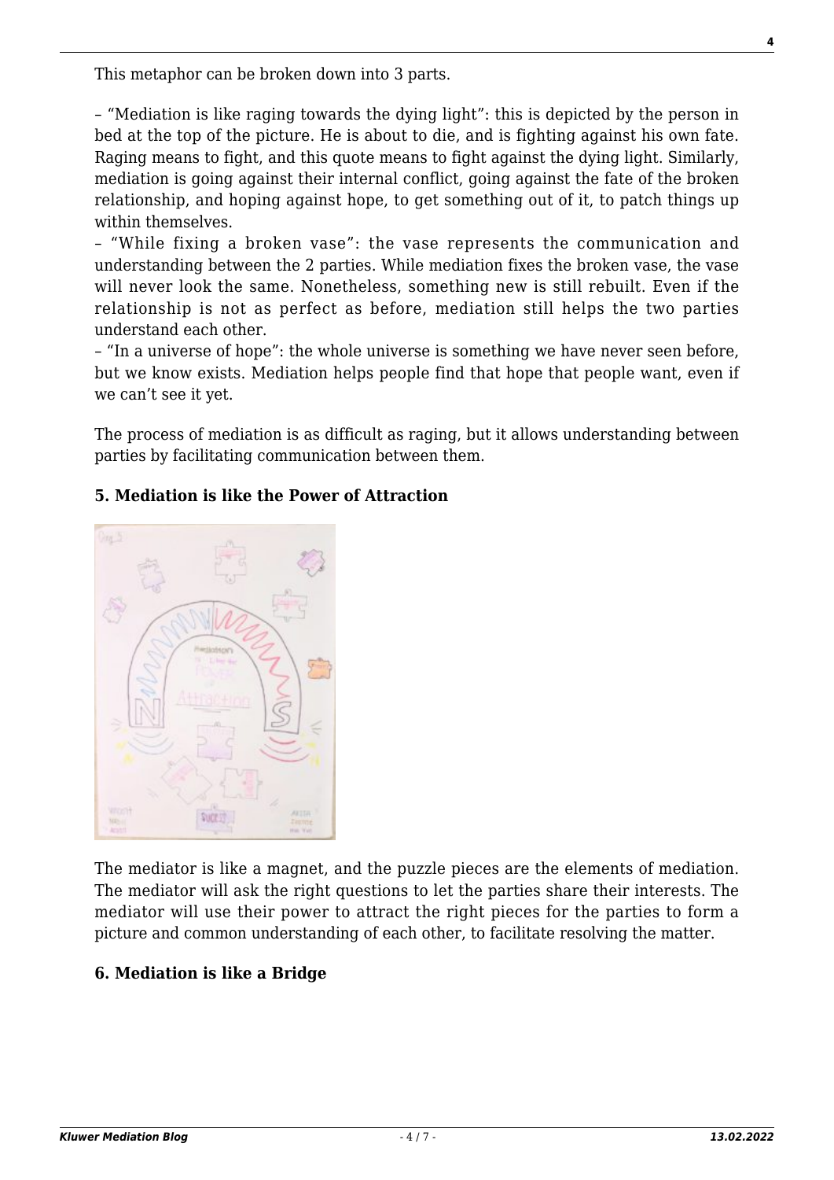This metaphor can be broken down into 3 parts.

– "Mediation is like raging towards the dying light": this is depicted by the person in bed at the top of the picture. He is about to die, and is fighting against his own fate. Raging means to fight, and this quote means to fight against the dying light. Similarly, mediation is going against their internal conflict, going against the fate of the broken relationship, and hoping against hope, to get something out of it, to patch things up within themselves.
– "While fixing a broken vase": the vase represents the communication and understanding between the 2 parties. While mediation fixes the broken vase, the vase will never look the same. Nonetheless, something new is still rebuilt. Even if the relationship is not as perfect as before, mediation still helps the two parties understand each other.
– "In a universe of hope": the whole universe is something we have never seen before, but we know exists. Mediation helps people find that hope that people want, even if we can't see it yet.

The process of mediation is as difficult as raging, but it allows understanding between parties by facilitating communication between them.

### 5. Mediation is like the Power of Attraction

The mediator is like a magnet, and the puzzle pieces are the elements of mediation. The mediator will ask the right questions to let the parties share their interests. The mediator will use their power to attract the right pieces for the parties to form a picture and common understanding of each other, to facilitate resolving the matter.

### 6. Mediation is like a Bridge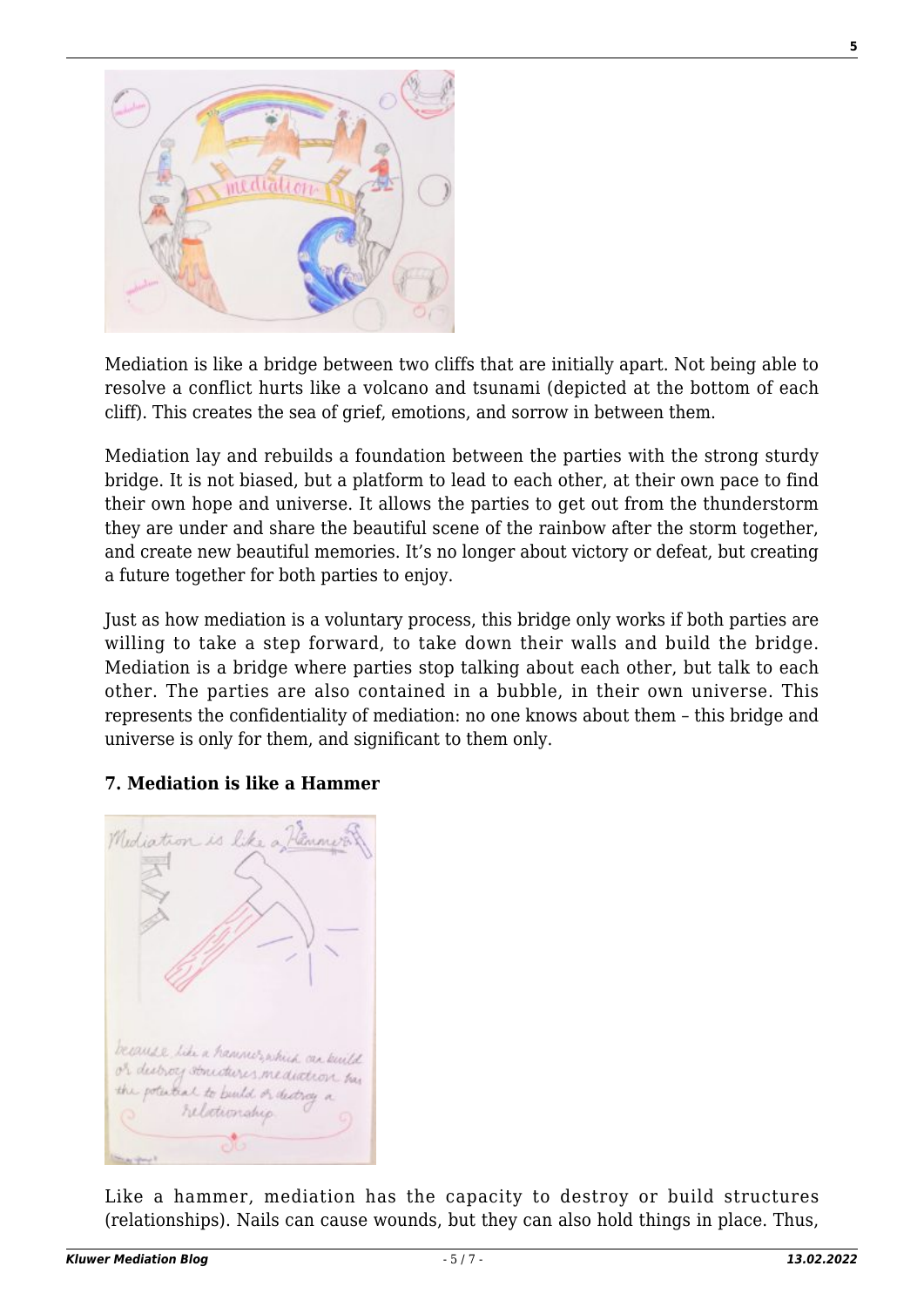Mediation is like a bridge between two cliffs that are initially apart. Not being able to resolve a conflict hurts like a volcano and tsunami (depicted at the bottom of each cliff). This creates the sea of grief, emotions, and sorrow in between them.

Mediation lay and rebuilds a foundation between the parties with the strong sturdy bridge. It is not biased, but a platform to lead to each other, at their own pace to find their own hope and universe. It allows the parties to get out from the thunderstorm they are under and share the beautiful scene of the rainbow after the storm together, and create new beautiful memories. It's no longer about victory or defeat, but creating a future together for both parties to enjoy.

Just as how mediation is a voluntary process, this bridge only works if both parties are willing to take a step forward, to take down their walls and build the bridge. Mediation is a bridge where parties stop talking about each other, but talk to each other. The parties are also contained in a bubble, in their own universe. This represents the confidentiality of mediation: no one knows about them – this bridge and universe is only for them, and significant to them only.

**7. Mediation is like a Hammer**

Like a hammer, mediation has the capacity to destroy or build structures (relationships). Nails can cause wounds, but they can also hold things in place. Thus,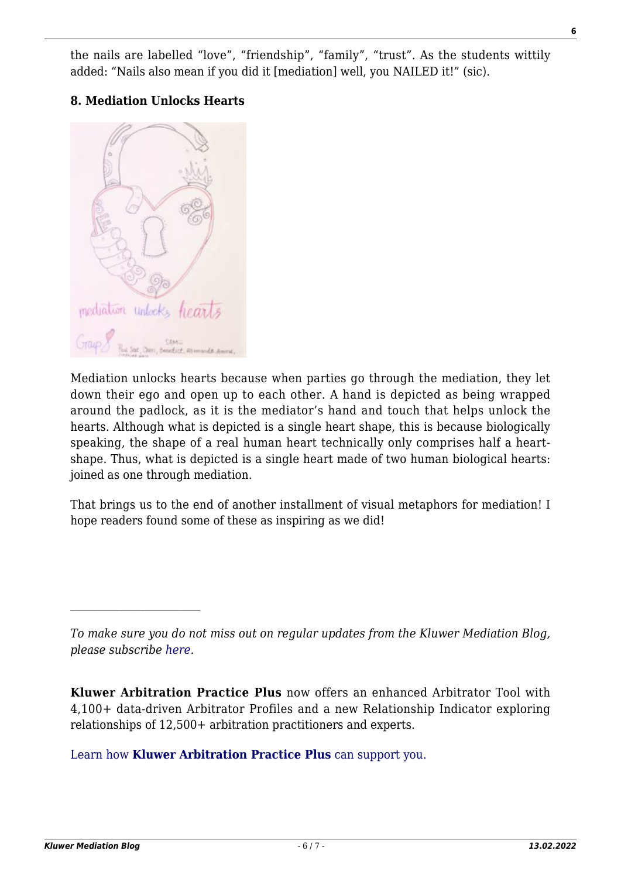the nails are labelled "love", "friendship", "family", "trust". As the students wittily added: "Nails also mean if you did it [mediation] well, you NAILED it!" (sic).

**8. Mediation Unlocks Hearts**

Mediation unlocks hearts because when parties go through the mediation, they let down their ego and open up to each other. A hand is depicted as being wrapped around the padlock, as it is the mediator's hand and touch that helps unlock the hearts. Although what is depicted is a single heart shape, this is because biologically speaking, the shape of a real human heart technically only comprises half a heart-shape. Thus, what is depicted is a single heart made of two human biological hearts: joined as one through mediation.

That brings us to the end of another installment of visual metaphors for mediation! I hope readers found some of these as inspiring as we did!

---

*To make sure you do not miss out on regular updates from the Kluwer Mediation Blog, please subscribe here.*

**Kluwer Arbitration Practice Plus** now offers an enhanced Arbitrator Tool with 4,100+ data-driven Arbitrator Profiles and a new Relationship Indicator exploring relationships of 12,500+ arbitration practitioners and experts.

Learn how **Kluwer Arbitration Practice Plus** can support you.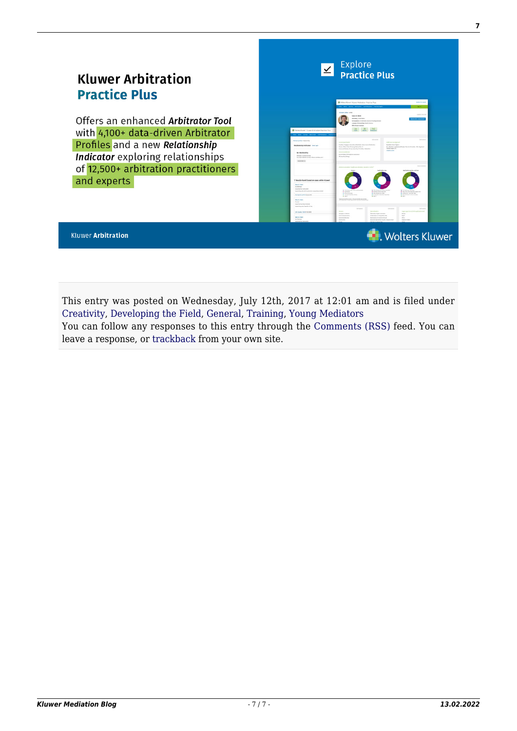**Kluwer Arbitration**
**Practice Plus**

Offers an enhanced ***Arbitrator Tool*** with 4,100+ data-driven Arbitrator Profiles and a new ***Relationship Indicator*** exploring relationships of 12,500+ arbitration practitioners and experts

Explore
**Practice Plus**

Kluwer **Arbitration**

Wolters Kluwer

This entry was posted on Wednesday, July 12th, 2017 at 12:01 am and is filed under Creativity, Developing the Field, General, Training, Young Mediators
You can follow any responses to this entry through the Comments (RSS) feed. You can leave a response, or trackback from your own site.